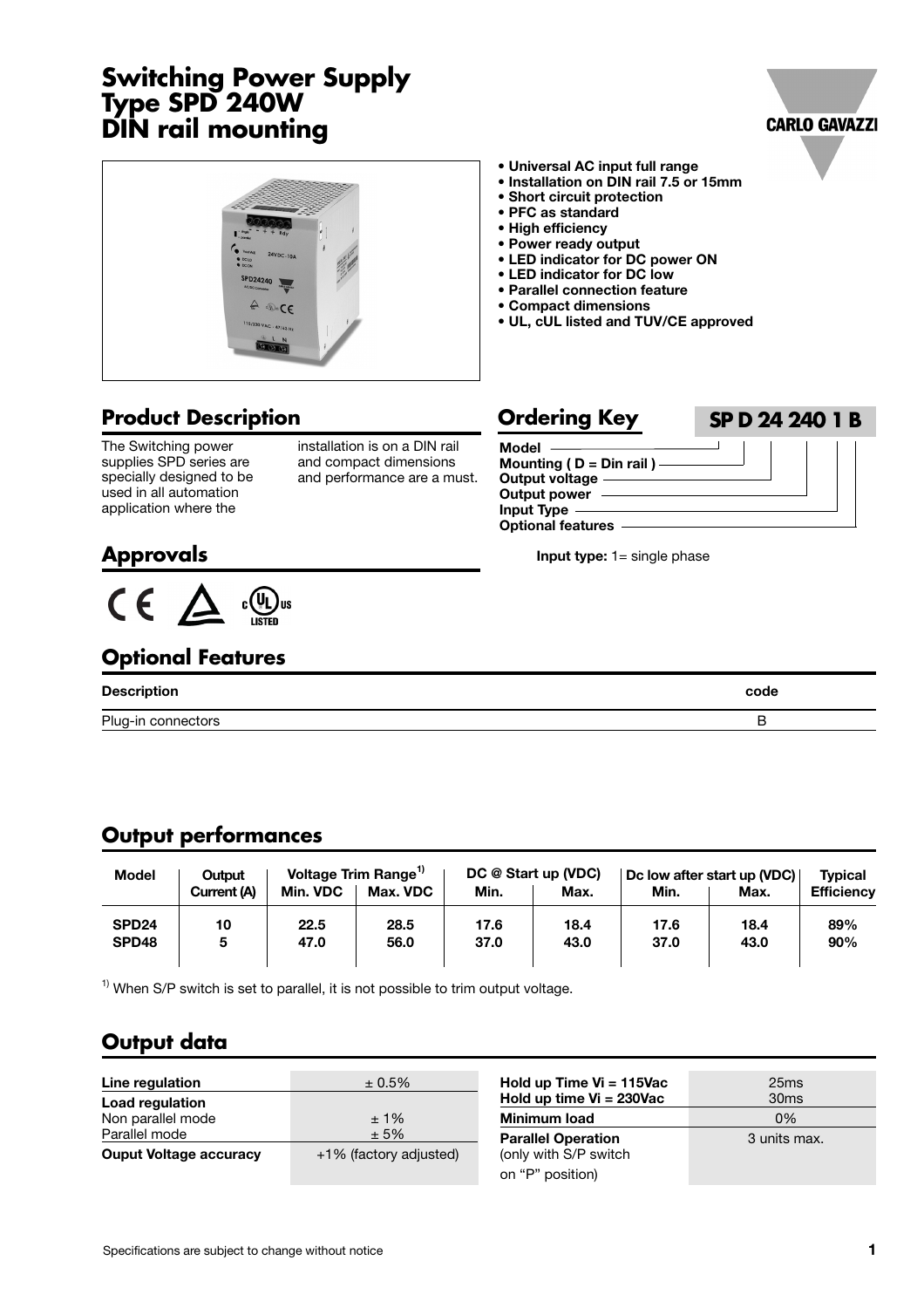# Switching Power Supply Type SPD 240W DIN rail mounting

- Universal AC input full range
- Installation on DIN rail 7.5 or 15mm
- Short circuit protection
- PFC as standard
- High efficiency
- Power ready output
- LED indicator for DC power ON
- LED indicator for DC low
- Parallel connection feature
- Compact dimensions
- UL, cUL listed and TUV/CE approved

## Product Description

The Switching power supplies SPD series are specially designed to be used in all automation application where the installation is on a DIN rail and compact dimensions and performance are a must.

## Ordering Key

**SP D 24 240 1 B**

- **Model**
- **Mounting ( D = Din rail )**
- **Output voltage**
- **Output power**
- **Input Type**
- **Optional features**

**Input type:** 1= single phase

## Approvals

CE, TÜV, cULus LISTED

## Optional Features

| Description | code |
|---|---|
| Plug-in connectors | B |

## Output performances

| Model | Output Current (A) | Voltage Trim Range[1] | | DC @ Start up (VDC) | | Dc low after start up (VDC) | | Typical Efficiency |
|---|---|---|---|---|---|---|---|---|
| | | Min. VDC | Max. VDC | Min. | Max. | Min. | Max. | |
| **SPD24** | **10** | **22.5** | **28.5** | **17.6** | **18.4** | **17.6** | **18.4** | **89%** |
| **SPD48** | **5** | **47.0** | **56.0** | **37.0** | **43.0** | **37.0** | **43.0** | **90%** |

[1] When S/P switch is set to parallel, it is not possible to trim output voltage.

## Output data

| | |
|---|---|
| **Line regulation** | ± 0.5% |
| **Load regulation** | |
| Non parallel mode | ± 1% |
| Parallel mode | ± 5% |
| **Ouput Voltage accuracy** | +1% (factory adjusted) |

| | |
|---|---|
| **Hold up Time Vi = 115Vac** | 25ms |
| **Hold up time Vi = 230Vac** | 30ms |
| **Minimum load** | 0% |
| **Parallel Operation** (only with S/P switch on "P" position) | 3 units max. |

Specifications are subject to change without notice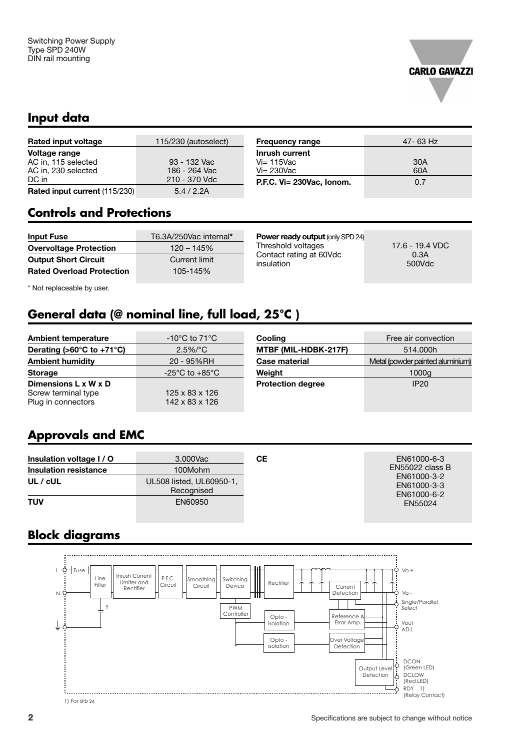## Input data

| Rated input voltage | 115/230 (autoselect) |
|---|---|
| **Voltage range** | |
| AC in, 115 selected | 93 - 132 Vac |
| AC in, 230 selected | 186 - 264 Vac |
| DC in | 210 - 370 Vdc |
| **Rated input current** (115/230) | 5.4 / 2.2A |

| Frequency range | 47- 63 Hz |
|---|---|
| **Inrush current** | |
| Vi= 115Vac | 30A |
| Vi= 230Vac | 60A |
| **P.F.C. Vi= 230Vac, Ionom.** | 0.7 |

## Controls and Protections

| Input Fuse | T6.3A/250Vac internal* |
|---|---|
| **Overvoltage Protection** | 120 – 145% |
| **Output Short Circuit** | Current limit |
| **Rated Overload Protection** | 105-145% |

| Power ready output (only SPD 24) | |
|---|---|
| Threshold voltages | 17.6 - 19.4 VDC |
| Contact rating at 60Vdc | 0.3A |
| insulation | 500Vdc |

* Not replaceable by user.

## General data (@ nominal line, full load, 25°C )

| Ambient temperature | -10°C to 71°C |
|---|---|
| **Derating (>60°C to +71°C)** | 2.5%/°C |
| **Ambient humidity** | 20 - 95%RH |
| **Storage** | -25°C to +85°C |
| **Dimensions L x W x D** | |
| Screw terminal type | 125 x 83 x 126 |
| Plug in connectors | 142 x 83 x 126 |

| Cooling | Free air convection |
|---|---|
| **MTBF (MIL-HDBK-217F)** | 514.000h |
| **Case material** | Metal (powder painted aluminium) |
| **Weight** | 1000g |
| **Protection degree** | IP20 |

## Approvals and EMC

| Insulation voltage I / O | 3.000Vac |
|---|---|
| **Insulation resistance** | 100Mohm |
| **UL / cUL** | UL508 listed, UL60950-1, Recognised |
| **TUV** | EN60950 |

| CE | EN61000-6-3<br>EN55022 class B<br>EN61000-3-2<br>EN61000-3-3<br>EN61000-6-2<br>EN55024 |
|---|---|

## Block diagrams

L, N, Fuse, Line Filter, Y, Inrush Current Limiter and Rectifier, P.F.C. Circuit, Smoothing Circuit, Switching Device, PWM Controller, Rectifier, Opto - isolation, Opto - isolation, Current Detection, Reference & Error Amp., Over Voltage Detection, Output Level Detection, Vo +, Vo -, Single/Parallel Select, Vout ADJ., DCON (Green LED), DCLOW (Red LED), RDY 1) (Relay Contact)

1) For SPD 24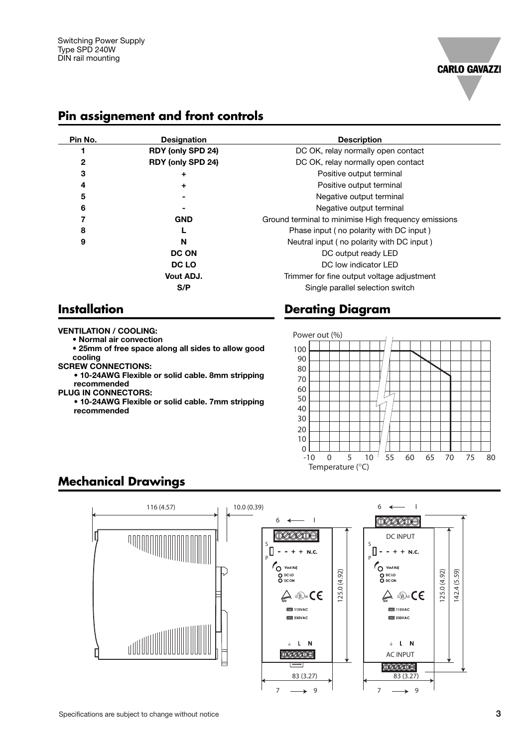## Pin assignement and front controls

| Pin No. | Designation | Description |
|---|---|---|
| 1 | RDY (only SPD 24) | DC OK, relay normally open contact |
| 2 | RDY (only SPD 24) | DC OK, relay normally open contact |
| 3 | + | Positive output terminal |
| 4 | + | Positive output terminal |
| 5 | - | Negative output terminal |
| 6 | - | Negative output terminal |
| 7 | GND | Ground terminal to minimise High frequency emissions |
| 8 | L | Phase input ( no polarity with DC input ) |
| 9 | N | Neutral input ( no polarity with DC input ) |
| | DC ON | DC output ready LED |
| | DC LO | DC low indicator LED |
| | Vout ADJ. | Trimmer for fine output voltage adjustment |
| | S/P | Single parallel selection switch |

## Installation

**VENTILATION / COOLING:**
- **Normal air convection**
- **25mm of free space along all sides to allow good cooling**

**SCREW CONNECTIONS:**
- **10-24AWG Flexible or solid cable. 8mm stripping recommended**

**PLUG IN CONNECTORS:**
- **10-24AWG Flexible or solid cable. 7mm stripping recommended**

## Derating Diagram

Power out (%)

100
90
80
70
60
50
40
30
20
10
0

-10 0 5 10 55 60 65 70 75 80

Temperature (°C)

## Mechanical Drawings

116 (4.57)
10.0 (0.39)

6 ← 1
S
P
- - + + N.C.
Vout Adj
DC LO
DC ON
115VAC
230VAC
L N
125.0 (4.92)
83 (3.27)
7 → 9

6 ← 1
DC INPUT
S
P
- - + + N.C.
Vout Adj
DC LO
DC ON
115VAC
230VAC
L N
AC INPUT
125.0 (4.92)
142.4 (5.59)
83 (3.27)
7 → 9